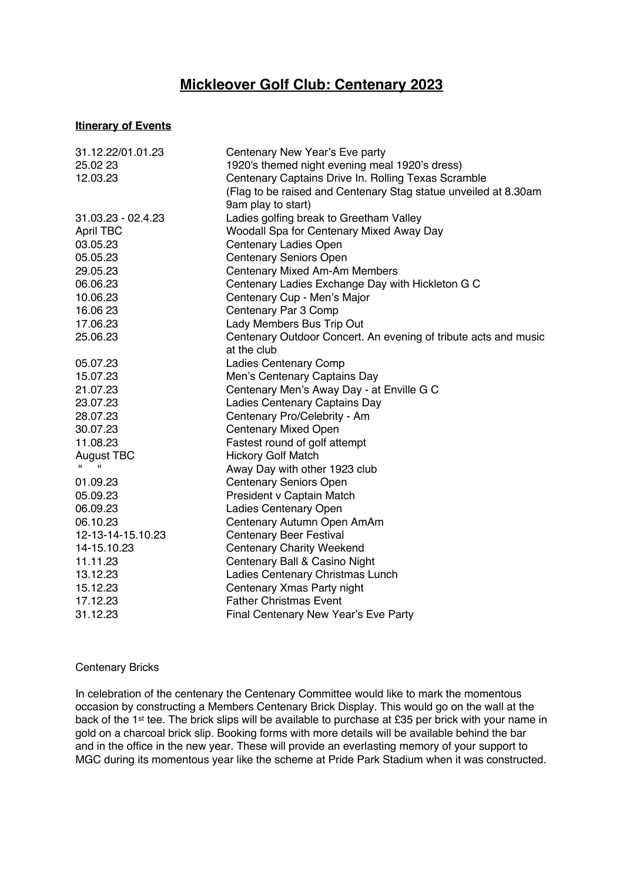# Mickleover Golf Club: Centenary 2023

**Itinerary of Events**

| | |
|---|---|
| 31.12.22/01.01.23 | Centenary New Year's Eve party |
| 25.02 23 | 1920's themed night evening meal 1920's dress) |
| 12.03.23 | Centenary Captains Drive In. Rolling Texas Scramble (Flag to be raised and Centenary Stag statue unveiled at 8.30am 9am play to start) |
| 31.03.23 - 02.4.23 | Ladies golfing break to Greetham Valley |
| April TBC | Woodall Spa for Centenary Mixed Away Day |
| 03.05.23 | Centenary Ladies Open |
| 05.05.23 | Centenary Seniors Open |
| 29.05.23 | Centenary Mixed Am-Am Members |
| 06.06.23 | Centenary Ladies Exchange Day with Hickleton G C |
| 10.06.23 | Centenary Cup - Men's Major |
| 16.06 23 | Centenary Par 3 Comp |
| 17.06.23 | Lady Members Bus Trip Out |
| 25.06.23 | Centenary Outdoor Concert. An evening of tribute acts and music at the club |
| 05.07.23 | Ladies Centenary Comp |
| 15.07.23 | Men's Centenary Captains Day |
| 21.07.23 | Centenary Men's Away Day - at Enville G C |
| 23.07.23 | Ladies Centenary Captains Day |
| 28.07.23 | Centenary Pro/Celebrity - Am |
| 30.07.23 | Centenary Mixed Open |
| 11.08.23 | Fastest round of golf attempt |
| August TBC | Hickory Golf Match |
| " " | Away Day with other 1923 club |
| 01.09.23 | Centenary Seniors Open |
| 05.09.23 | President v Captain Match |
| 06.09.23 | Ladies Centenary Open |
| 06.10.23 | Centenary Autumn Open AmAm |
| 12-13-14-15.10.23 | Centenary Beer Festival |
| 14-15.10.23 | Centenary Charity Weekend |
| 11.11.23 | Centenary Ball & Casino Night |
| 13.12.23 | Ladies Centenary Christmas Lunch |
| 15.12.23 | Centenary Xmas Party night |
| 17.12.23 | Father Christmas Event |
| 31.12.23 | Final Centenary New Year's Eve Party |

Centenary Bricks

In celebration of the centenary the Centenary Committee would like to mark the momentous occasion by constructing a Members Centenary Brick Display. This would go on the wall at the back of the 1st tee. The brick slips will be available to purchase at £35 per brick with your name in gold on a charcoal brick slip. Booking forms with more details will be available behind the bar and in the office in the new year. These will provide an everlasting memory of your support to MGC during its momentous year like the scheme at Pride Park Stadium when it was constructed.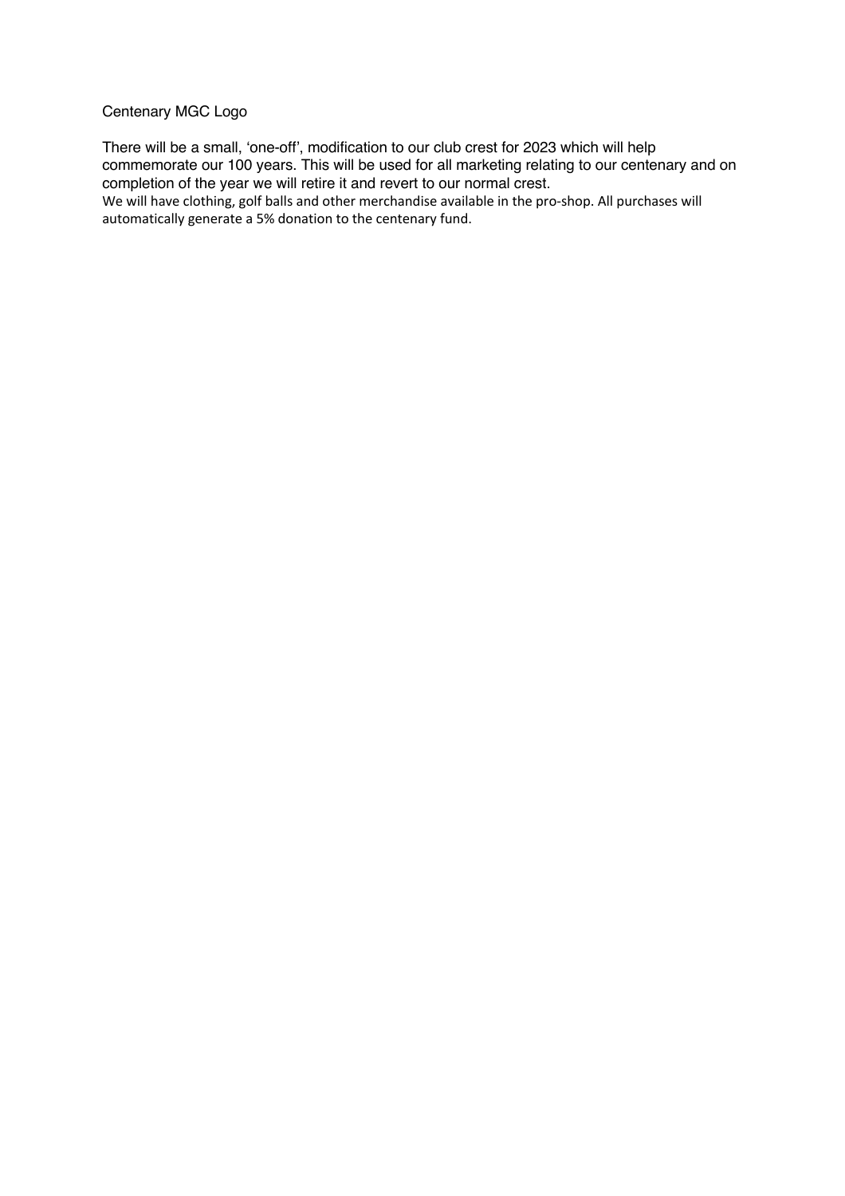Centenary MGC Logo

There will be a small, 'one-off', modification to our club crest for 2023 which will help commemorate our 100 years. This will be used for all marketing relating to our centenary and on completion of the year we will retire it and revert to our normal crest.
We will have clothing, golf balls and other merchandise available in the pro-shop. All purchases will automatically generate a 5% donation to the centenary fund.